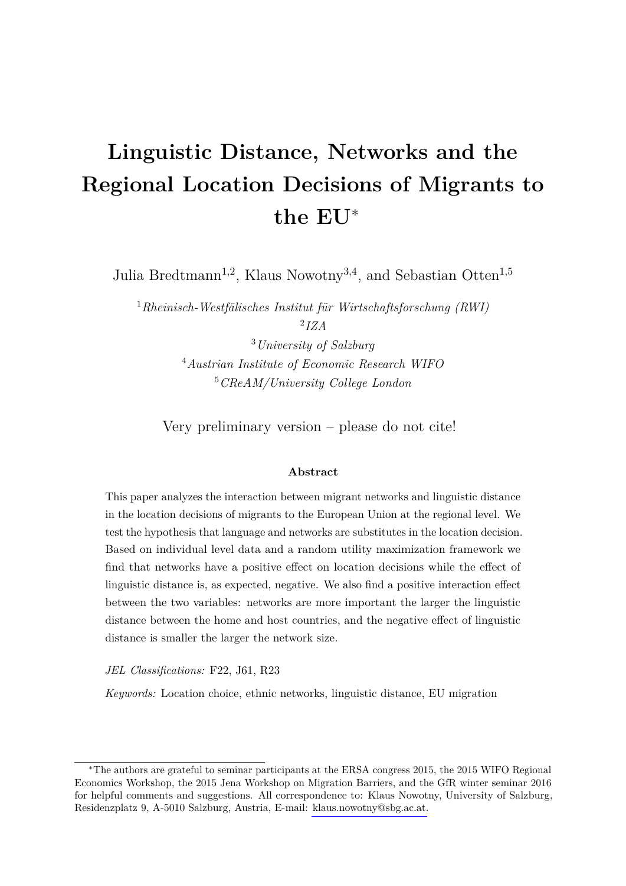# Linguistic Distance, Networks and the Regional Location Decisions of Migrants to the EU*

Julia Bredtmann[1,2], Klaus Nowotny[3,4], and Sebastian Otten[1,5]

[1] *Rheinisch-Westfälisches Institut für Wirtschaftsforschung (RWI)*
[2] *IZA*
[3] *University of Salzburg*
[4] *Austrian Institute of Economic Research WIFO*
[5] *CReAM/University College London*

Very preliminary version – please do not cite!

**Abstract**

This paper analyzes the interaction between migrant networks and linguistic distance in the location decisions of migrants to the European Union at the regional level. We test the hypothesis that language and networks are substitutes in the location decision. Based on individual level data and a random utility maximization framework we find that networks have a positive effect on location decisions while the effect of linguistic distance is, as expected, negative. We also find a positive interaction effect between the two variables: networks are more important the larger the linguistic distance between the home and host countries, and the negative effect of linguistic distance is smaller the larger the network size.

*JEL Classifications:* F22, J61, R23

*Keywords:* Location choice, ethnic networks, linguistic distance, EU migration

*The authors are grateful to seminar participants at the ERSA congress 2015, the 2015 WIFO Regional Economics Workshop, the 2015 Jena Workshop on Migration Barriers, and the GfR winter seminar 2016 for helpful comments and suggestions. All correspondence to: Klaus Nowotny, University of Salzburg, Residenzplatz 9, A-5010 Salzburg, Austria, E-mail: klaus.nowotny@sbg.ac.at.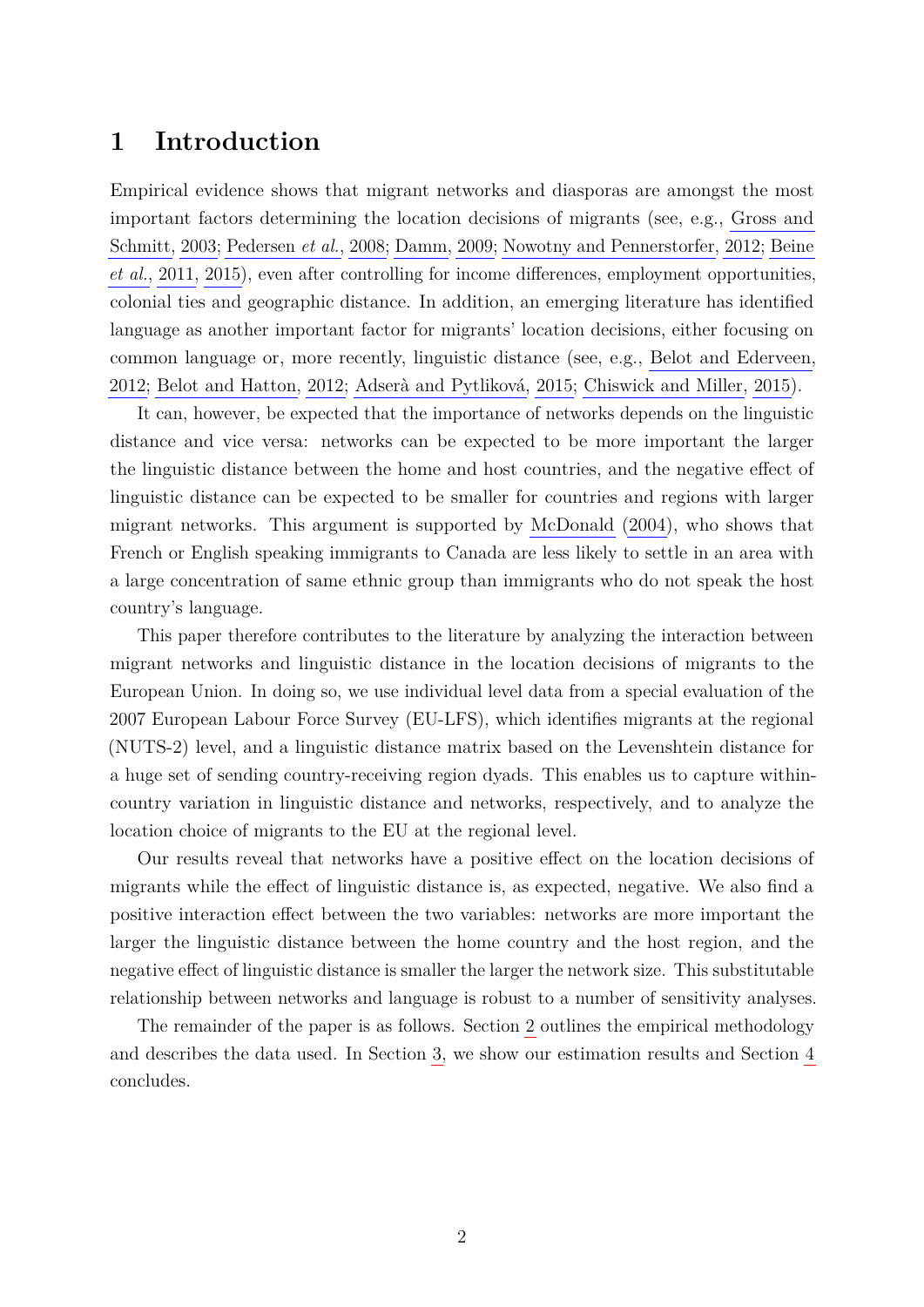# 1 Introduction

Empirical evidence shows that migrant networks and diasporas are amongst the most important factors determining the location decisions of migrants (see, e.g., Gross and Schmitt, 2003; Pedersen *et al.*, 2008; Damm, 2009; Nowotny and Pennerstorfer, 2012; Beine *et al.*, 2011, 2015), even after controlling for income differences, employment opportunities, colonial ties and geographic distance. In addition, an emerging literature has identified language as another important factor for migrants' location decisions, either focusing on common language or, more recently, linguistic distance (see, e.g., Belot and Ederveen, 2012; Belot and Hatton, 2012; Adserà and Pytliková, 2015; Chiswick and Miller, 2015).

It can, however, be expected that the importance of networks depends on the linguistic distance and vice versa: networks can be expected to be more important the larger the linguistic distance between the home and host countries, and the negative effect of linguistic distance can be expected to be smaller for countries and regions with larger migrant networks. This argument is supported by McDonald (2004), who shows that French or English speaking immigrants to Canada are less likely to settle in an area with a large concentration of same ethnic group than immigrants who do not speak the host country's language.

This paper therefore contributes to the literature by analyzing the interaction between migrant networks and linguistic distance in the location decisions of migrants to the European Union. In doing so, we use individual level data from a special evaluation of the 2007 European Labour Force Survey (EU-LFS), which identifies migrants at the regional (NUTS-2) level, and a linguistic distance matrix based on the Levenshtein distance for a huge set of sending country-receiving region dyads. This enables us to capture within-country variation in linguistic distance and networks, respectively, and to analyze the location choice of migrants to the EU at the regional level.

Our results reveal that networks have a positive effect on the location decisions of migrants while the effect of linguistic distance is, as expected, negative. We also find a positive interaction effect between the two variables: networks are more important the larger the linguistic distance between the home country and the host region, and the negative effect of linguistic distance is smaller the larger the network size. This substitutable relationship between networks and language is robust to a number of sensitivity analyses.

The remainder of the paper is as follows. Section 2 outlines the empirical methodology and describes the data used. In Section 3, we show our estimation results and Section 4 concludes.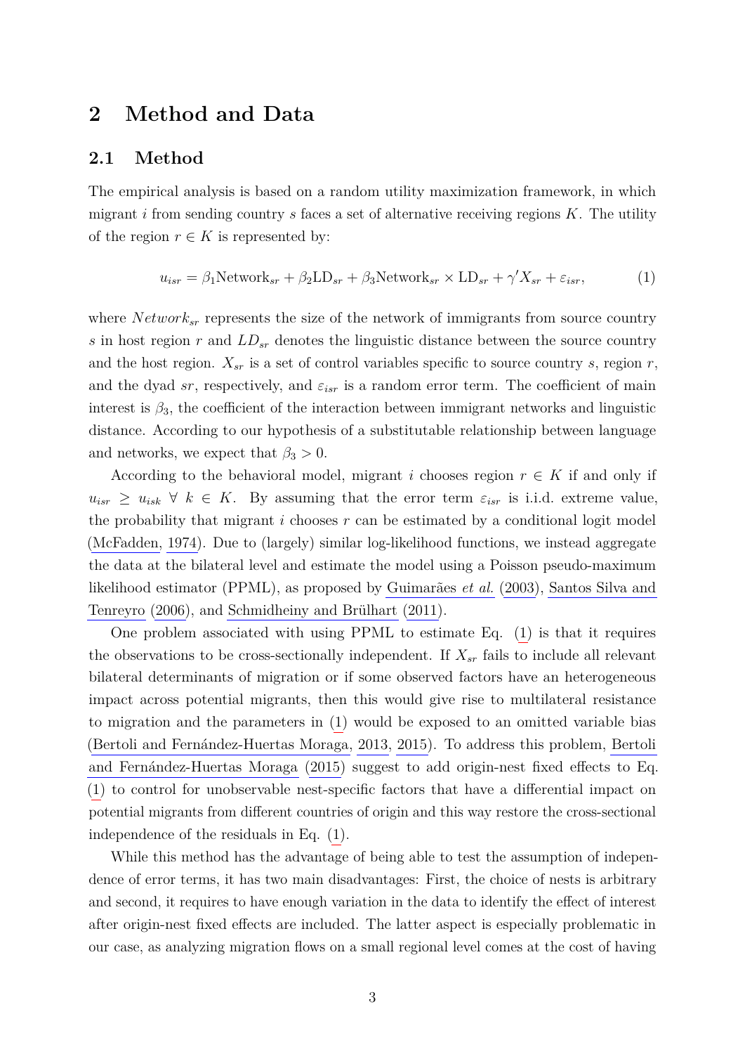# 2 Method and Data

## 2.1 Method

The empirical analysis is based on a random utility maximization framework, in which migrant $i$ from sending country $s$ faces a set of alternative receiving regions $K$. The utility of the region $r \in K$ is represented by:

$$u_{isr} = \beta_1 \text{Network}_{sr} + \beta_2 \text{LD}_{sr} + \beta_3 \text{Network}_{sr} \times \text{LD}_{sr} + \gamma' X_{sr} + \varepsilon_{isr}, \tag{1}$$

where $Network_{sr}$ represents the size of the network of immigrants from source country $s$ in host region $r$ and $LD_{sr}$ denotes the linguistic distance between the source country and the host region. $X_{sr}$ is a set of control variables specific to source country $s$, region $r$, and the dyad $sr$, respectively, and $\varepsilon_{isr}$ is a random error term. The coefficient of main interest is $\beta_3$, the coefficient of the interaction between immigrant networks and linguistic distance. According to our hypothesis of a substitutable relationship between language and networks, we expect that $\beta_3 > 0$.

According to the behavioral model, migrant $i$ chooses region $r \in K$ if and only if $u_{isr} \geq u_{isk} \; \forall \; k \in K$. By assuming that the error term $\varepsilon_{isr}$ is i.i.d. extreme value, the probability that migrant $i$ chooses $r$ can be estimated by a conditional logit model (McFadden, 1974). Due to (largely) similar log-likelihood functions, we instead aggregate the data at the bilateral level and estimate the model using a Poisson pseudo-maximum likelihood estimator (PPML), as proposed by Guimarães *et al.* (2003), Santos Silva and Tenreyro (2006), and Schmidheiny and Brülhart (2011).

One problem associated with using PPML to estimate Eq. (1) is that it requires the observations to be cross-sectionally independent. If $X_{sr}$ fails to include all relevant bilateral determinants of migration or if some observed factors have an heterogeneous impact across potential migrants, then this would give rise to multilateral resistance to migration and the parameters in (1) would be exposed to an omitted variable bias (Bertoli and Fernández-Huertas Moraga, 2013, 2015). To address this problem, Bertoli and Fernández-Huertas Moraga (2015) suggest to add origin-nest fixed effects to Eq. (1) to control for unobservable nest-specific factors that have a differential impact on potential migrants from different countries of origin and this way restore the cross-sectional independence of the residuals in Eq. (1).

While this method has the advantage of being able to test the assumption of independence of error terms, it has two main disadvantages: First, the choice of nests is arbitrary and second, it requires to have enough variation in the data to identify the effect of interest after origin-nest fixed effects are included. The latter aspect is especially problematic in our case, as analyzing migration flows on a small regional level comes at the cost of having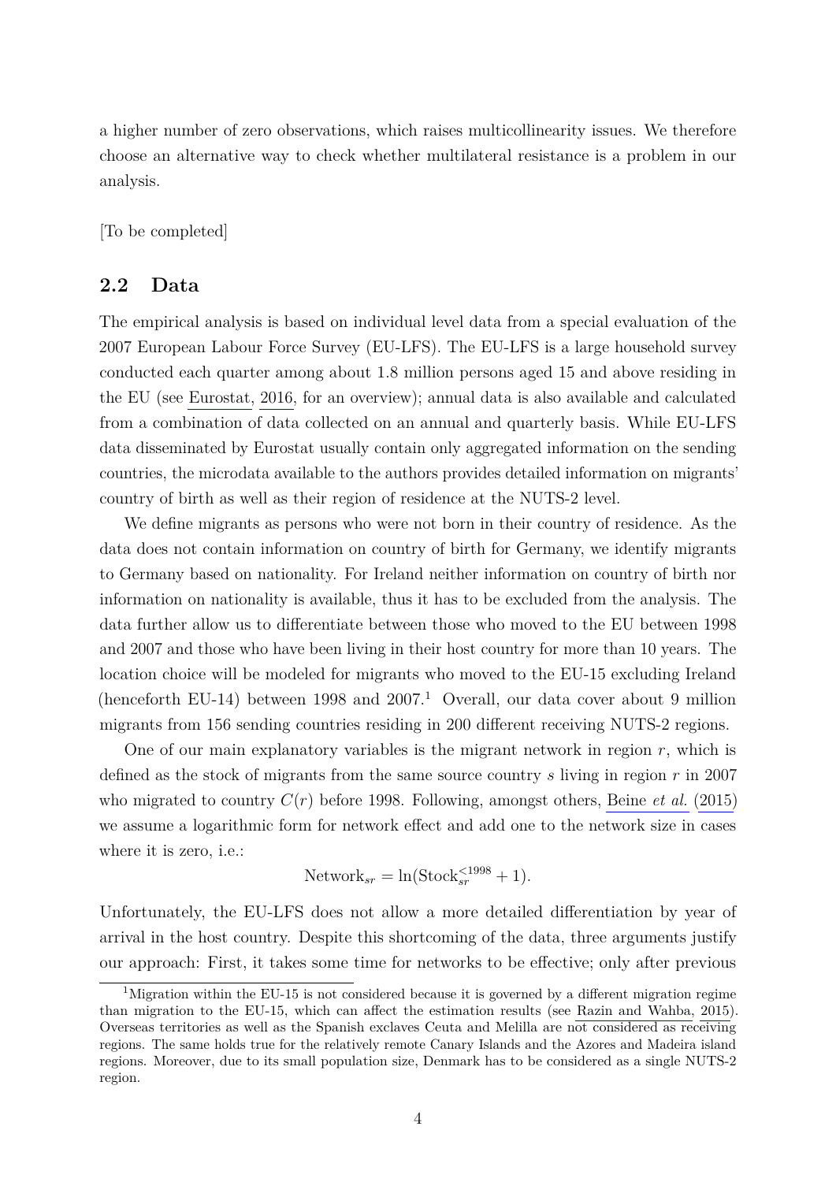a higher number of zero observations, which raises multicollinearity issues. We therefore choose an alternative way to check whether multilateral resistance is a problem in our analysis.

[To be completed]

## 2.2 Data

The empirical analysis is based on individual level data from a special evaluation of the 2007 European Labour Force Survey (EU-LFS). The EU-LFS is a large household survey conducted each quarter among about 1.8 million persons aged 15 and above residing in the EU (see Eurostat, 2016, for an overview); annual data is also available and calculated from a combination of data collected on an annual and quarterly basis. While EU-LFS data disseminated by Eurostat usually contain only aggregated information on the sending countries, the microdata available to the authors provides detailed information on migrants' country of birth as well as their region of residence at the NUTS-2 level.

We define migrants as persons who were not born in their country of residence. As the data does not contain information on country of birth for Germany, we identify migrants to Germany based on nationality. For Ireland neither information on country of birth nor information on nationality is available, thus it has to be excluded from the analysis. The data further allow us to differentiate between those who moved to the EU between 1998 and 2007 and those who have been living in their host country for more than 10 years. The location choice will be modeled for migrants who moved to the EU-15 excluding Ireland (henceforth EU-14) between 1998 and 2007.[1] Overall, our data cover about 9 million migrants from 156 sending countries residing in 200 different receiving NUTS-2 regions.

One of our main explanatory variables is the migrant network in region $r$, which is defined as the stock of migrants from the same source country $s$ living in region $r$ in 2007 who migrated to country $C(r)$ before 1998. Following, amongst others, Beine *et al.* (2015) we assume a logarithmic form for network effect and add one to the network size in cases where it is zero, i.e.:

$$\text{Network}_{sr} = \ln(\text{Stock}_{sr}^{<1998} + 1).$$

Unfortunately, the EU-LFS does not allow a more detailed differentiation by year of arrival in the host country. Despite this shortcoming of the data, three arguments justify our approach: First, it takes some time for networks to be effective; only after previous

[1] Migration within the EU-15 is not considered because it is governed by a different migration regime than migration to the EU-15, which can affect the estimation results (see Razin and Wahba, 2015). Overseas territories as well as the Spanish exclaves Ceuta and Melilla are not considered as receiving regions. The same holds true for the relatively remote Canary Islands and the Azores and Madeira island regions. Moreover, due to its small population size, Denmark has to be considered as a single NUTS-2 region.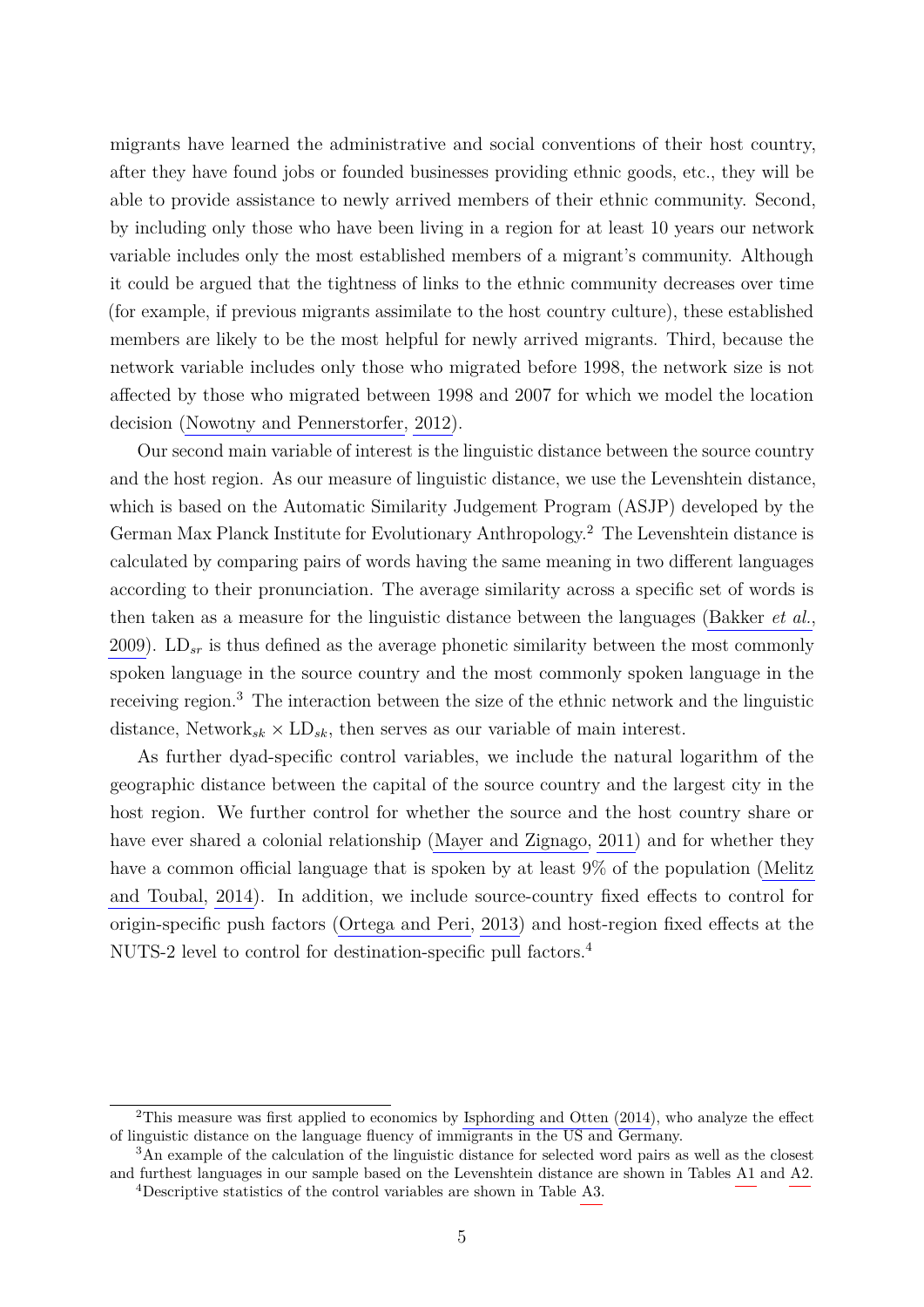migrants have learned the administrative and social conventions of their host country, after they have found jobs or founded businesses providing ethnic goods, etc., they will be able to provide assistance to newly arrived members of their ethnic community. Second, by including only those who have been living in a region for at least 10 years our network variable includes only the most established members of a migrant's community. Although it could be argued that the tightness of links to the ethnic community decreases over time (for example, if previous migrants assimilate to the host country culture), these established members are likely to be the most helpful for newly arrived migrants. Third, because the network variable includes only those who migrated before 1998, the network size is not affected by those who migrated between 1998 and 2007 for which we model the location decision (Nowotny and Pennerstorfer, 2012).

Our second main variable of interest is the linguistic distance between the source country and the host region. As our measure of linguistic distance, we use the Levenshtein distance, which is based on the Automatic Similarity Judgement Program (ASJP) developed by the German Max Planck Institute for Evolutionary Anthropology.[2] The Levenshtein distance is calculated by comparing pairs of words having the same meaning in two different languages according to their pronunciation. The average similarity across a specific set of words is then taken as a measure for the linguistic distance between the languages (Bakker *et al.*, 2009). $\text{LD}_{sr}$ is thus defined as the average phonetic similarity between the most commonly spoken language in the source country and the most commonly spoken language in the receiving region.[3] The interaction between the size of the ethnic network and the linguistic distance, $\text{Network}_{sk} \times \text{LD}_{sk}$, then serves as our variable of main interest.

As further dyad-specific control variables, we include the natural logarithm of the geographic distance between the capital of the source country and the largest city in the host region. We further control for whether the source and the host country share or have ever shared a colonial relationship (Mayer and Zignago, 2011) and for whether they have a common official language that is spoken by at least 9% of the population (Melitz and Toubal, 2014). In addition, we include source-country fixed effects to control for origin-specific push factors (Ortega and Peri, 2013) and host-region fixed effects at the NUTS-2 level to control for destination-specific pull factors.[4]

[2] This measure was first applied to economics by Isphording and Otten (2014), who analyze the effect of linguistic distance on the language fluency of immigrants in the US and Germany.

[3] An example of the calculation of the linguistic distance for selected word pairs as well as the closest and furthest languages in our sample based on the Levenshtein distance are shown in Tables A1 and A2.

[4] Descriptive statistics of the control variables are shown in Table A3.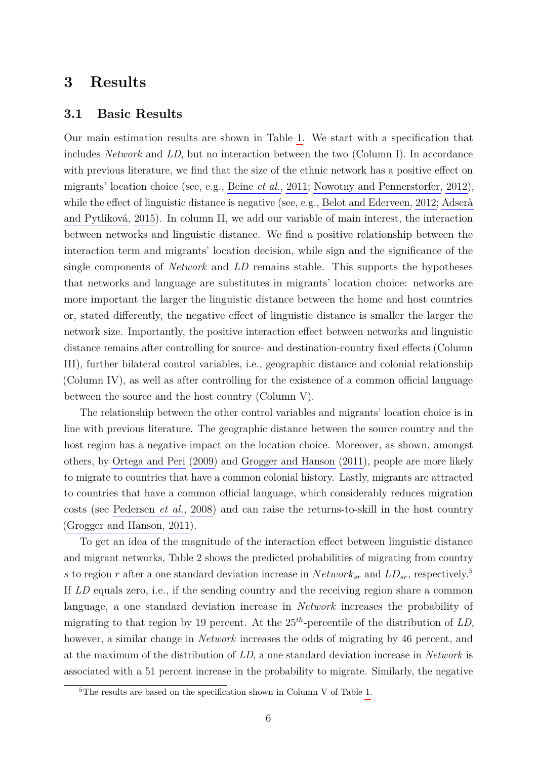## 3 Results

### 3.1 Basic Results

Our main estimation results are shown in Table 1. We start with a specification that includes *Network* and *LD*, but no interaction between the two (Column I). In accordance with previous literature, we find that the size of the ethnic network has a positive effect on migrants' location choice (see, e.g., Beine *et al.*, 2011; Nowotny and Pennerstorfer, 2012), while the effect of linguistic distance is negative (see, e.g., Belot and Ederveen, 2012; Adserà and Pytliková, 2015). In column II, we add our variable of main interest, the interaction between networks and linguistic distance. We find a positive relationship between the interaction term and migrants' location decision, while sign and the significance of the single components of *Network* and *LD* remains stable. This supports the hypotheses that networks and language are substitutes in migrants' location choice: networks are more important the larger the linguistic distance between the home and host countries or, stated differently, the negative effect of linguistic distance is smaller the larger the network size. Importantly, the positive interaction effect between networks and linguistic distance remains after controlling for source- and destination-country fixed effects (Column III), further bilateral control variables, i.e., geographic distance and colonial relationship (Column IV), as well as after controlling for the existence of a common official language between the source and the host country (Column V).

The relationship between the other control variables and migrants' location choice is in line with previous literature. The geographic distance between the source country and the host region has a negative impact on the location choice. Moreover, as shown, amongst others, by Ortega and Peri (2009) and Grogger and Hanson (2011), people are more likely to migrate to countries that have a common colonial history. Lastly, migrants are attracted to countries that have a common official language, which considerably reduces migration costs (see Pedersen *et al.*, 2008) and can raise the returns-to-skill in the host country (Grogger and Hanson, 2011).

To get an idea of the magnitude of the interaction effect between linguistic distance and migrant networks, Table 2 shows the predicted probabilities of migrating from country $s$ to region $r$ after a one standard deviation increase in $Network_{sr}$ and $LD_{sr}$, respectively.[5] If *LD* equals zero, i.e., if the sending country and the receiving region share a common language, a one standard deviation increase in *Network* increases the probability of migrating to that region by 19 percent. At the $25^{th}$-percentile of the distribution of *LD*, however, a similar change in *Network* increases the odds of migrating by 46 percent, and at the maximum of the distribution of *LD*, a one standard deviation increase in *Network* is associated with a 51 percent increase in the probability to migrate. Similarly, the negative

[5] The results are based on the specification shown in Column V of Table 1.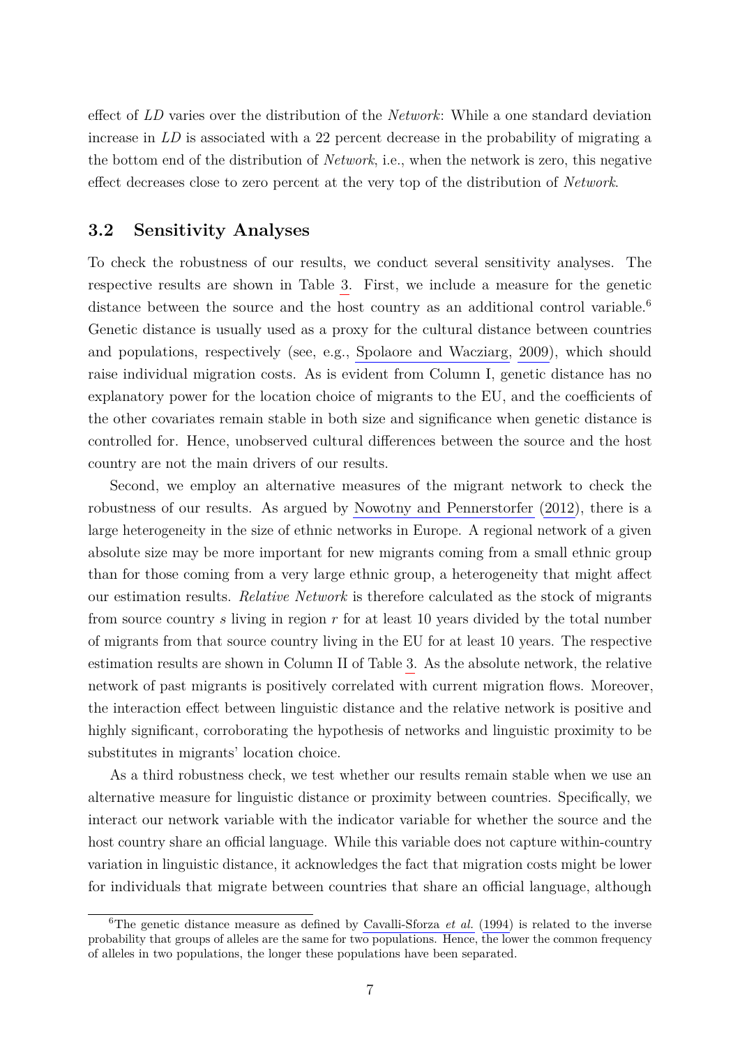effect of *LD* varies over the distribution of the *Network*: While a one standard deviation increase in *LD* is associated with a 22 percent decrease in the probability of migrating a the bottom end of the distribution of *Network*, i.e., when the network is zero, this negative effect decreases close to zero percent at the very top of the distribution of *Network*.

## 3.2 Sensitivity Analyses

To check the robustness of our results, we conduct several sensitivity analyses. The respective results are shown in Table 3. First, we include a measure for the genetic distance between the source and the host country as an additional control variable.[6] Genetic distance is usually used as a proxy for the cultural distance between countries and populations, respectively (see, e.g., Spolaore and Wacziarg, 2009), which should raise individual migration costs. As is evident from Column I, genetic distance has no explanatory power for the location choice of migrants to the EU, and the coefficients of the other covariates remain stable in both size and significance when genetic distance is controlled for. Hence, unobserved cultural differences between the source and the host country are not the main drivers of our results.

Second, we employ an alternative measures of the migrant network to check the robustness of our results. As argued by Nowotny and Pennerstorfer (2012), there is a large heterogeneity in the size of ethnic networks in Europe. A regional network of a given absolute size may be more important for new migrants coming from a small ethnic group than for those coming from a very large ethnic group, a heterogeneity that might affect our estimation results. *Relative Network* is therefore calculated as the stock of migrants from source country *s* living in region *r* for at least 10 years divided by the total number of migrants from that source country living in the EU for at least 10 years. The respective estimation results are shown in Column II of Table 3. As the absolute network, the relative network of past migrants is positively correlated with current migration flows. Moreover, the interaction effect between linguistic distance and the relative network is positive and highly significant, corroborating the hypothesis of networks and linguistic proximity to be substitutes in migrants' location choice.

As a third robustness check, we test whether our results remain stable when we use an alternative measure for linguistic distance or proximity between countries. Specifically, we interact our network variable with the indicator variable for whether the source and the host country share an official language. While this variable does not capture within-country variation in linguistic distance, it acknowledges the fact that migration costs might be lower for individuals that migrate between countries that share an official language, although

[6] The genetic distance measure as defined by Cavalli-Sforza *et al.* (1994) is related to the inverse probability that groups of alleles are the same for two populations. Hence, the lower the common frequency of alleles in two populations, the longer these populations have been separated.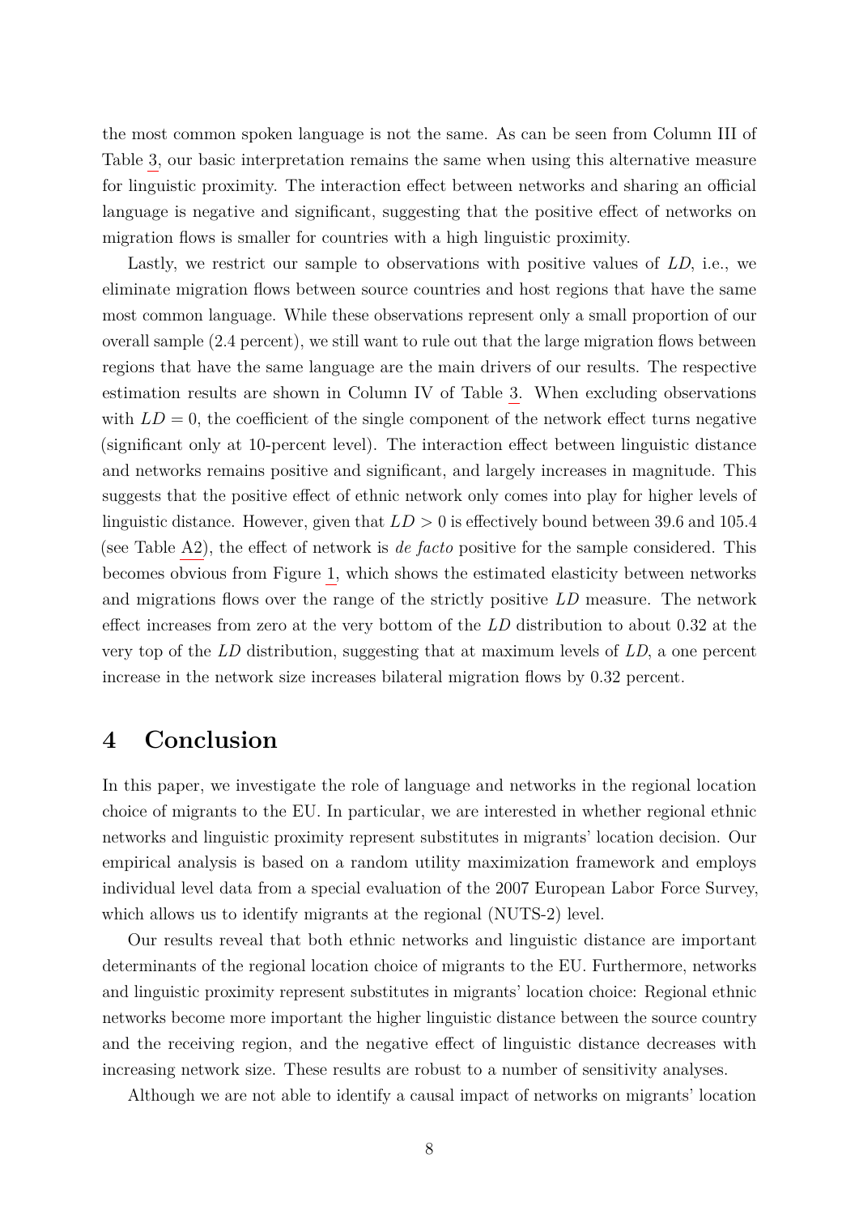the most common spoken language is not the same. As can be seen from Column III of Table 3, our basic interpretation remains the same when using this alternative measure for linguistic proximity. The interaction effect between networks and sharing an official language is negative and significant, suggesting that the positive effect of networks on migration flows is smaller for countries with a high linguistic proximity.

Lastly, we restrict our sample to observations with positive values of *LD*, i.e., we eliminate migration flows between source countries and host regions that have the same most common language. While these observations represent only a small proportion of our overall sample (2.4 percent), we still want to rule out that the large migration flows between regions that have the same language are the main drivers of our results. The respective estimation results are shown in Column IV of Table 3. When excluding observations with $LD = 0$, the coefficient of the single component of the network effect turns negative (significant only at 10-percent level). The interaction effect between linguistic distance and networks remains positive and significant, and largely increases in magnitude. This suggests that the positive effect of ethnic network only comes into play for higher levels of linguistic distance. However, given that $LD > 0$ is effectively bound between 39.6 and 105.4 (see Table A2), the effect of network is *de facto* positive for the sample considered. This becomes obvious from Figure 1, which shows the estimated elasticity between networks and migrations flows over the range of the strictly positive *LD* measure. The network effect increases from zero at the very bottom of the *LD* distribution to about 0.32 at the very top of the *LD* distribution, suggesting that at maximum levels of *LD*, a one percent increase in the network size increases bilateral migration flows by 0.32 percent.

# 4 Conclusion

In this paper, we investigate the role of language and networks in the regional location choice of migrants to the EU. In particular, we are interested in whether regional ethnic networks and linguistic proximity represent substitutes in migrants' location decision. Our empirical analysis is based on a random utility maximization framework and employs individual level data from a special evaluation of the 2007 European Labor Force Survey, which allows us to identify migrants at the regional (NUTS-2) level.

Our results reveal that both ethnic networks and linguistic distance are important determinants of the regional location choice of migrants to the EU. Furthermore, networks and linguistic proximity represent substitutes in migrants' location choice: Regional ethnic networks become more important the higher linguistic distance between the source country and the receiving region, and the negative effect of linguistic distance decreases with increasing network size. These results are robust to a number of sensitivity analyses.

Although we are not able to identify a causal impact of networks on migrants' location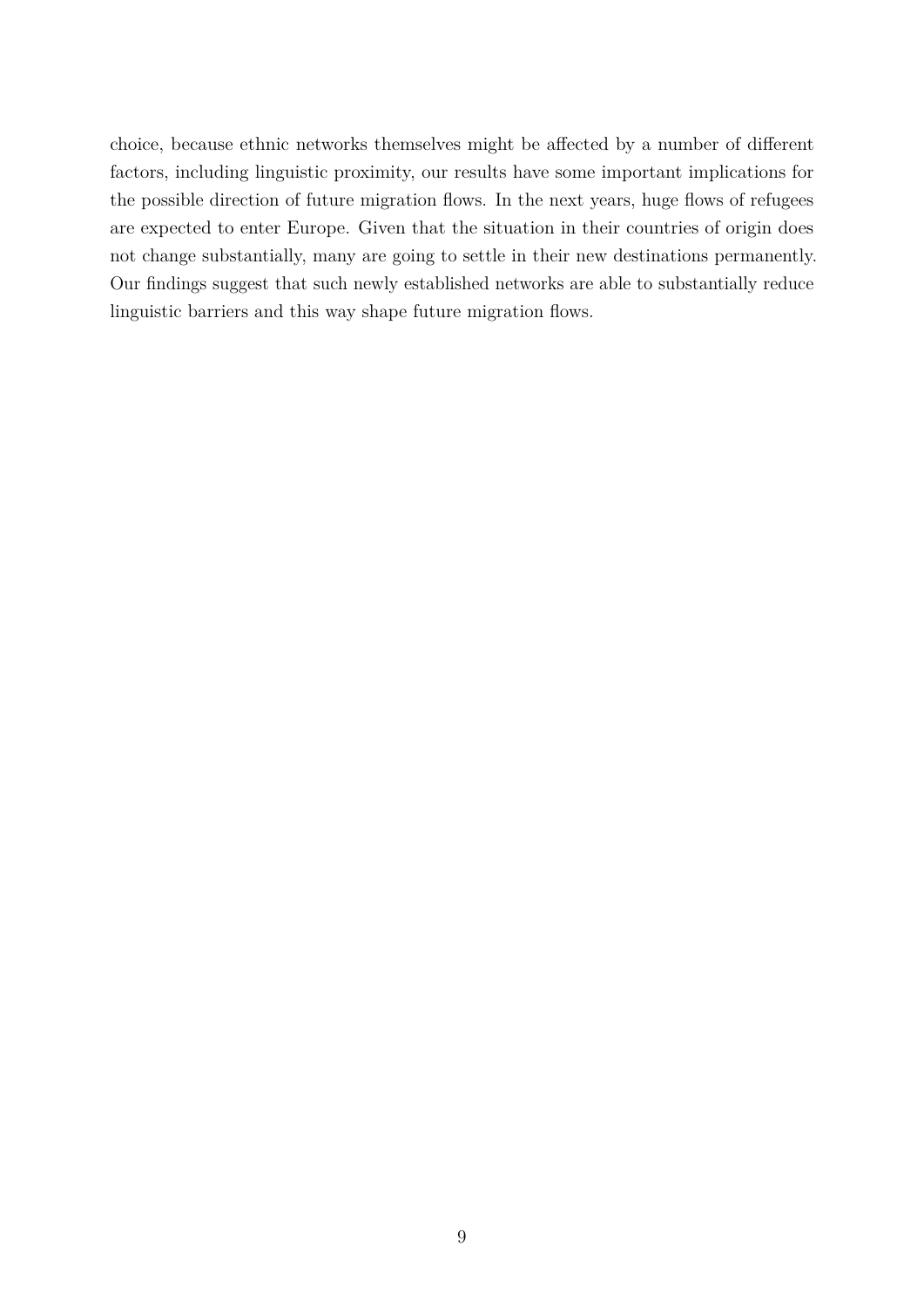choice, because ethnic networks themselves might be affected by a number of different factors, including linguistic proximity, our results have some important implications for the possible direction of future migration flows. In the next years, huge flows of refugees are expected to enter Europe. Given that the situation in their countries of origin does not change substantially, many are going to settle in their new destinations permanently. Our findings suggest that such newly established networks are able to substantially reduce linguistic barriers and this way shape future migration flows.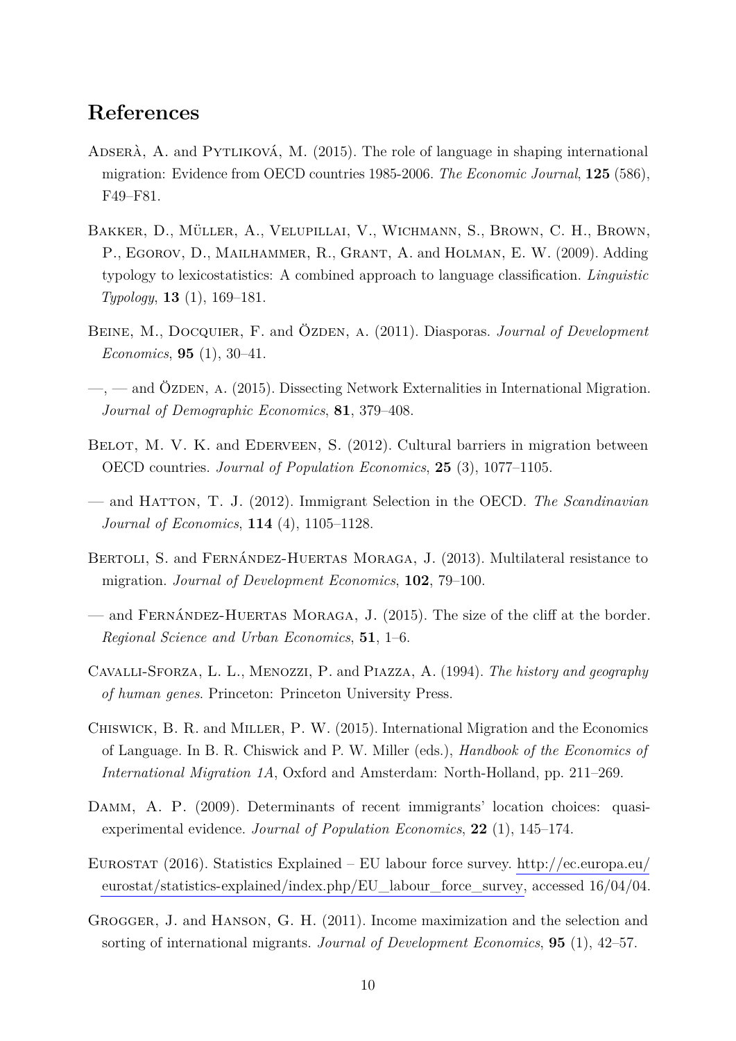## References

Adserà, A. and Pytliková, M. (2015). The role of language in shaping international migration: Evidence from OECD countries 1985-2006. *The Economic Journal*, **125** (586), F49–F81.

Bakker, D., Müller, A., Velupillai, V., Wichmann, S., Brown, C. H., Brown, P., Egorov, D., Mailhammer, R., Grant, A. and Holman, E. W. (2009). Adding typology to lexicostatistics: A combined approach to language classification. *Linguistic Typology*, **13** (1), 169–181.

Beine, M., Docquier, F. and Özden, a. (2011). Diasporas. *Journal of Development Economics*, **95** (1), 30–41.

—, — and Özden, a. (2015). Dissecting Network Externalities in International Migration. *Journal of Demographic Economics*, **81**, 379–408.

Belot, M. V. K. and Ederveen, S. (2012). Cultural barriers in migration between OECD countries. *Journal of Population Economics*, **25** (3), 1077–1105.

— and Hatton, T. J. (2012). Immigrant Selection in the OECD. *The Scandinavian Journal of Economics*, **114** (4), 1105–1128.

Bertoli, S. and Fernández-Huertas Moraga, J. (2013). Multilateral resistance to migration. *Journal of Development Economics*, **102**, 79–100.

— and Fernández-Huertas Moraga, J. (2015). The size of the cliff at the border. *Regional Science and Urban Economics*, **51**, 1–6.

Cavalli-Sforza, L. L., Menozzi, P. and Piazza, A. (1994). *The history and geography of human genes*. Princeton: Princeton University Press.

Chiswick, B. R. and Miller, P. W. (2015). International Migration and the Economics of Language. In B. R. Chiswick and P. W. Miller (eds.), *Handbook of the Economics of International Migration 1A*, Oxford and Amsterdam: North-Holland, pp. 211–269.

Damm, A. P. (2009). Determinants of recent immigrants' location choices: quasi-experimental evidence. *Journal of Population Economics*, **22** (1), 145–174.

Eurostat (2016). Statistics Explained – EU labour force survey. http://ec.europa.eu/eurostat/statistics-explained/index.php/EU_labour_force_survey, accessed 16/04/04.

Grogger, J. and Hanson, G. H. (2011). Income maximization and the selection and sorting of international migrants. *Journal of Development Economics*, **95** (1), 42–57.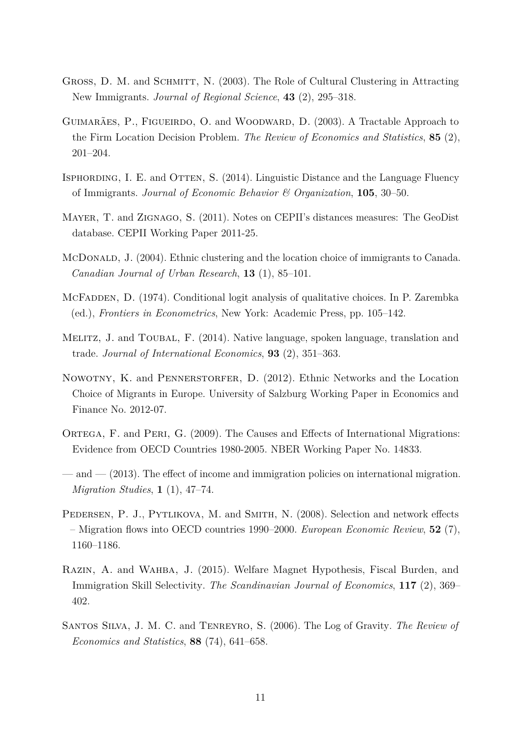Gross, D. M. and Schmitt, N. (2003). The Role of Cultural Clustering in Attracting New Immigrants. *Journal of Regional Science*, **43** (2), 295–318.

Guimarães, P., Figueirdo, O. and Woodward, D. (2003). A Tractable Approach to the Firm Location Decision Problem. *The Review of Economics and Statistics*, **85** (2), 201–204.

Isphording, I. E. and Otten, S. (2014). Linguistic Distance and the Language Fluency of Immigrants. *Journal of Economic Behavior & Organization*, **105**, 30–50.

Mayer, T. and Zignago, S. (2011). Notes on CEPII's distances measures: The GeoDist database. CEPII Working Paper 2011-25.

McDonald, J. (2004). Ethnic clustering and the location choice of immigrants to Canada. *Canadian Journal of Urban Research*, **13** (1), 85–101.

McFadden, D. (1974). Conditional logit analysis of qualitative choices. In P. Zarembka (ed.), *Frontiers in Econometrics*, New York: Academic Press, pp. 105–142.

Melitz, J. and Toubal, F. (2014). Native language, spoken language, translation and trade. *Journal of International Economics*, **93** (2), 351–363.

Nowotny, K. and Pennerstorfer, D. (2012). Ethnic Networks and the Location Choice of Migrants in Europe. University of Salzburg Working Paper in Economics and Finance No. 2012-07.

Ortega, F. and Peri, G. (2009). The Causes and Effects of International Migrations: Evidence from OECD Countries 1980-2005. NBER Working Paper No. 14833.

— and — (2013). The effect of income and immigration policies on international migration. *Migration Studies*, **1** (1), 47–74.

Pedersen, P. J., Pytlikova, M. and Smith, N. (2008). Selection and network effects – Migration flows into OECD countries 1990–2000. *European Economic Review*, **52** (7), 1160–1186.

Razin, A. and Wahba, J. (2015). Welfare Magnet Hypothesis, Fiscal Burden, and Immigration Skill Selectivity. *The Scandinavian Journal of Economics*, **117** (2), 369–402.

Santos Silva, J. M. C. and Tenreyro, S. (2006). The Log of Gravity. *The Review of Economics and Statistics*, **88** (74), 641–658.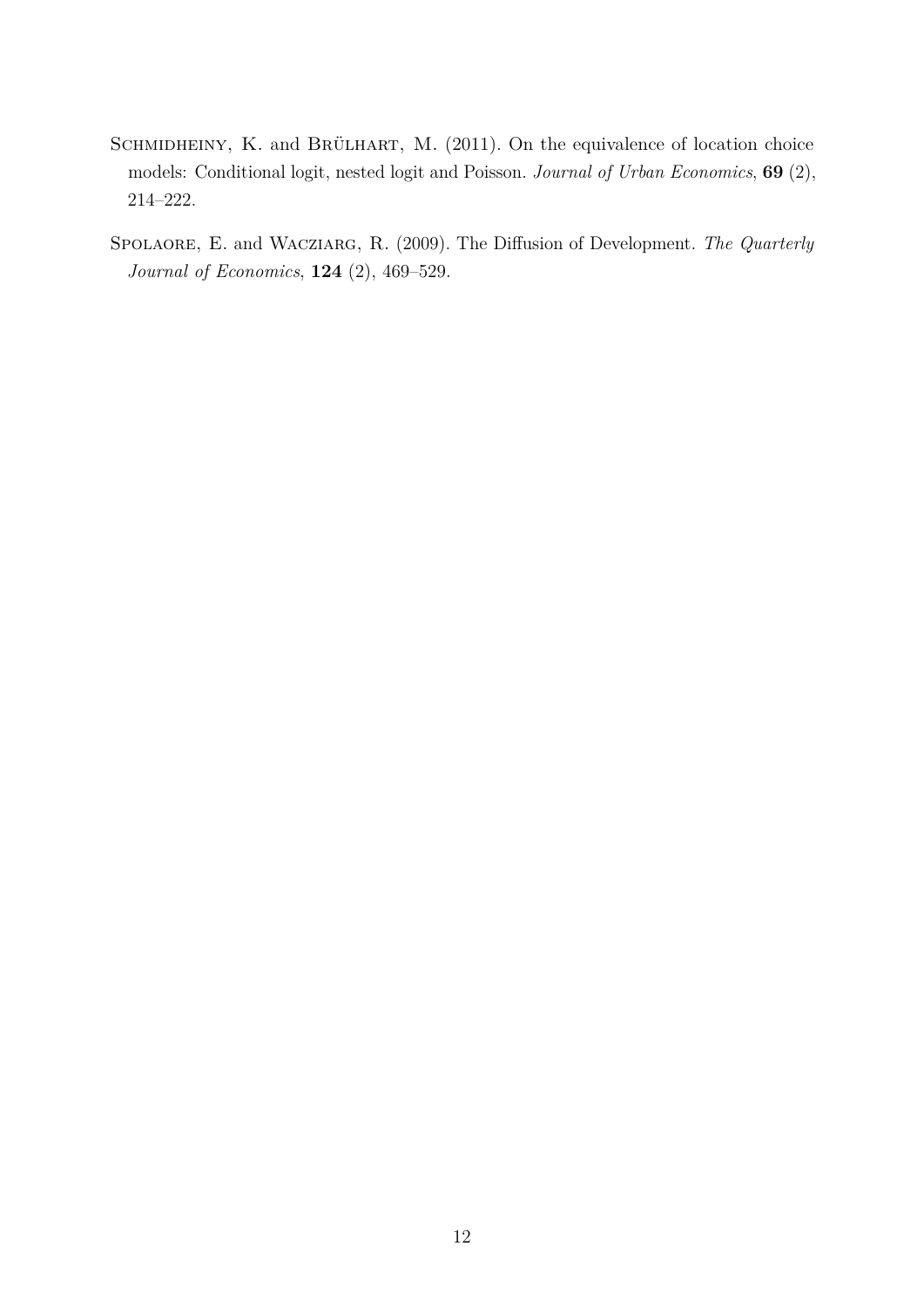Schmidheiny, K. and Brülhart, M. (2011). On the equivalence of location choice models: Conditional logit, nested logit and Poisson. *Journal of Urban Economics*, **69** (2), 214–222.

Spolaore, E. and Wacziarg, R. (2009). The Diffusion of Development. *The Quarterly Journal of Economics*, **124** (2), 469–529.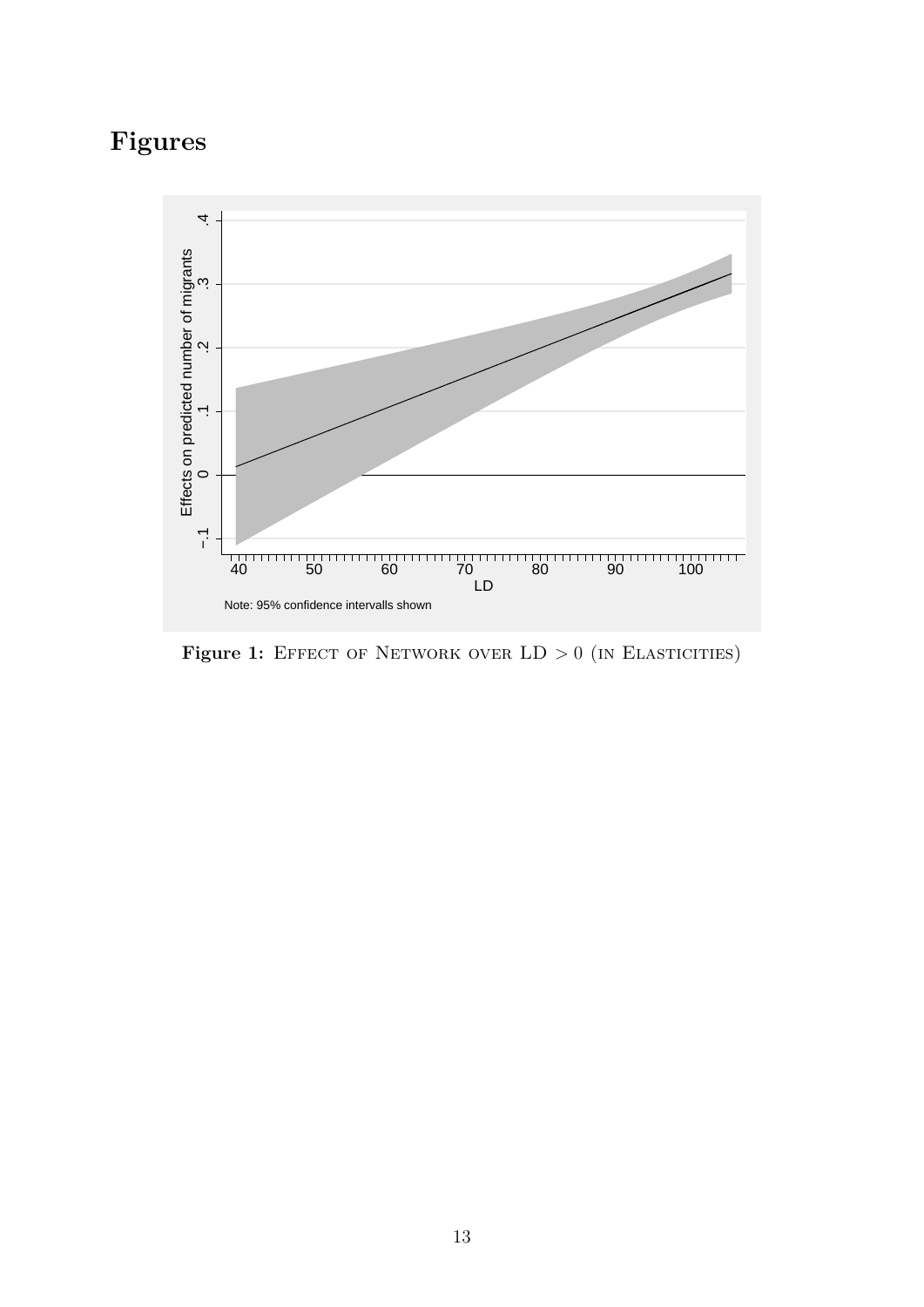# Figures

**Figure 1:** Effect of Network over LD $> 0$ (in Elasticities)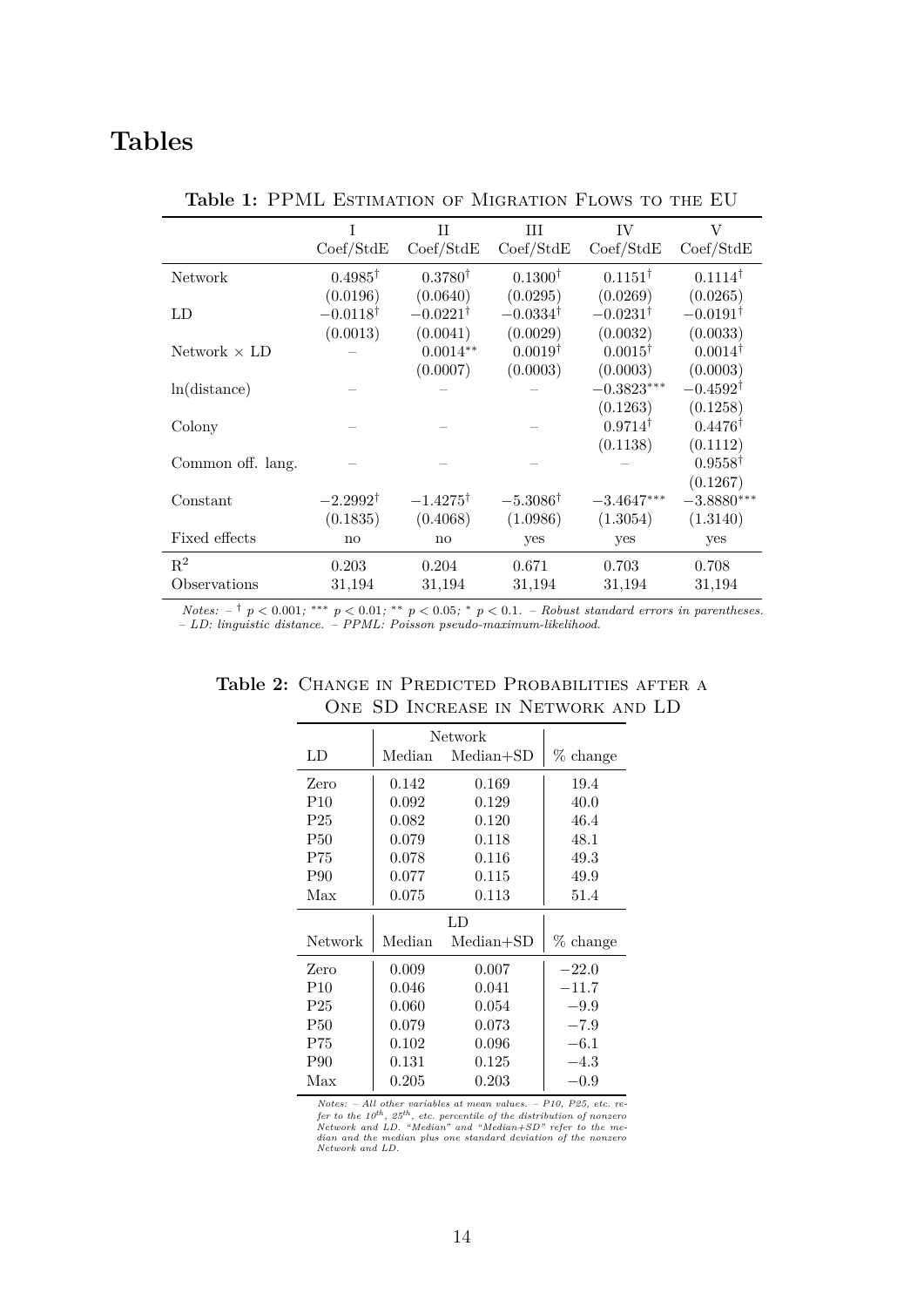# Tables

**Table 1:** PPML Estimation of Migration Flows to the EU

| | I Coef/StdE | II Coef/StdE | III Coef/StdE | IV Coef/StdE | V Coef/StdE |
|---|---|---|---|---|---|
| Network | $0.4985^{\dagger}$ | $0.3780^{\dagger}$ | $0.1300^{\dagger}$ | $0.1151^{\dagger}$ | $0.1114^{\dagger}$ |
| | (0.0196) | (0.0640) | (0.0295) | (0.0269) | (0.0265) |
| LD | $-0.0118^{\dagger}$ | $-0.0221^{\dagger}$ | $-0.0334^{\dagger}$ | $-0.0231^{\dagger}$ | $-0.0191^{\dagger}$ |
| | (0.0013) | (0.0041) | (0.0029) | (0.0032) | (0.0033) |
| Network × LD | – | $0.0014^{**}$ | $0.0019^{\dagger}$ | $0.0015^{\dagger}$ | $0.0014^{\dagger}$ |
| | | (0.0007) | (0.0003) | (0.0003) | (0.0003) |
| ln(distance) | – | – | – | $-0.3823^{***}$ | $-0.4592^{\dagger}$ |
| | | | | (0.1263) | (0.1258) |
| Colony | – | – | – | $0.9714^{\dagger}$ | $0.4476^{\dagger}$ |
| | | | | (0.1138) | (0.1112) |
| Common off. lang. | – | – | – | – | $0.9558^{\dagger}$ |
| | | | | | (0.1267) |
| Constant | $-2.2992^{\dagger}$ | $-1.4275^{\dagger}$ | $-5.3086^{\dagger}$ | $-3.4647^{***}$ | $-3.8880^{***}$ |
| | (0.1835) | (0.4068) | (1.0986) | (1.3054) | (1.3140) |
| Fixed effects | no | no | yes | yes | yes |
| $R^2$ | 0.203 | 0.204 | 0.671 | 0.703 | 0.708 |
| Observations | 31,194 | 31,194 | 31,194 | 31,194 | 31,194 |

*Notes:* – $^{\dagger}$ $p < 0.001$; $^{***}$ $p < 0.01$; $^{**}$ $p < 0.05$; $^{*}$ $p < 0.1$. – *Robust standard errors in parentheses. – LD: linguistic distance. – PPML: Poisson pseudo-maximum-likelihood.*

**Table 2:** Change in Predicted Probabilities after a One SD Increase in Network and LD

| | Network | | |
|---|---|---|---|
| LD | Median | Median+SD | % change |
| Zero | 0.142 | 0.169 | 19.4 |
| P10 | 0.092 | 0.129 | 40.0 |
| P25 | 0.082 | 0.120 | 46.4 |
| P50 | 0.079 | 0.118 | 48.1 |
| P75 | 0.078 | 0.116 | 49.3 |
| P90 | 0.077 | 0.115 | 49.9 |
| Max | 0.075 | 0.113 | 51.4 |

| | LD | | |
|---|---|---|---|
| Network | Median | Median+SD | % change |
| Zero | 0.009 | 0.007 | −22.0 |
| P10 | 0.046 | 0.041 | −11.7 |
| P25 | 0.060 | 0.054 | −9.9 |
| P50 | 0.079 | 0.073 | −7.9 |
| P75 | 0.102 | 0.096 | −6.1 |
| P90 | 0.131 | 0.125 | −4.3 |
| Max | 0.205 | 0.203 | −0.9 |

*Notes: – All other variables at mean values. – P10, P25, etc. refer to the $10^{th}$, $25^{th}$, etc. percentile of the distribution of nonzero Network and LD. "Median" and "Median+SD" refer to the median and the median plus one standard deviation of the nonzero Network and LD.*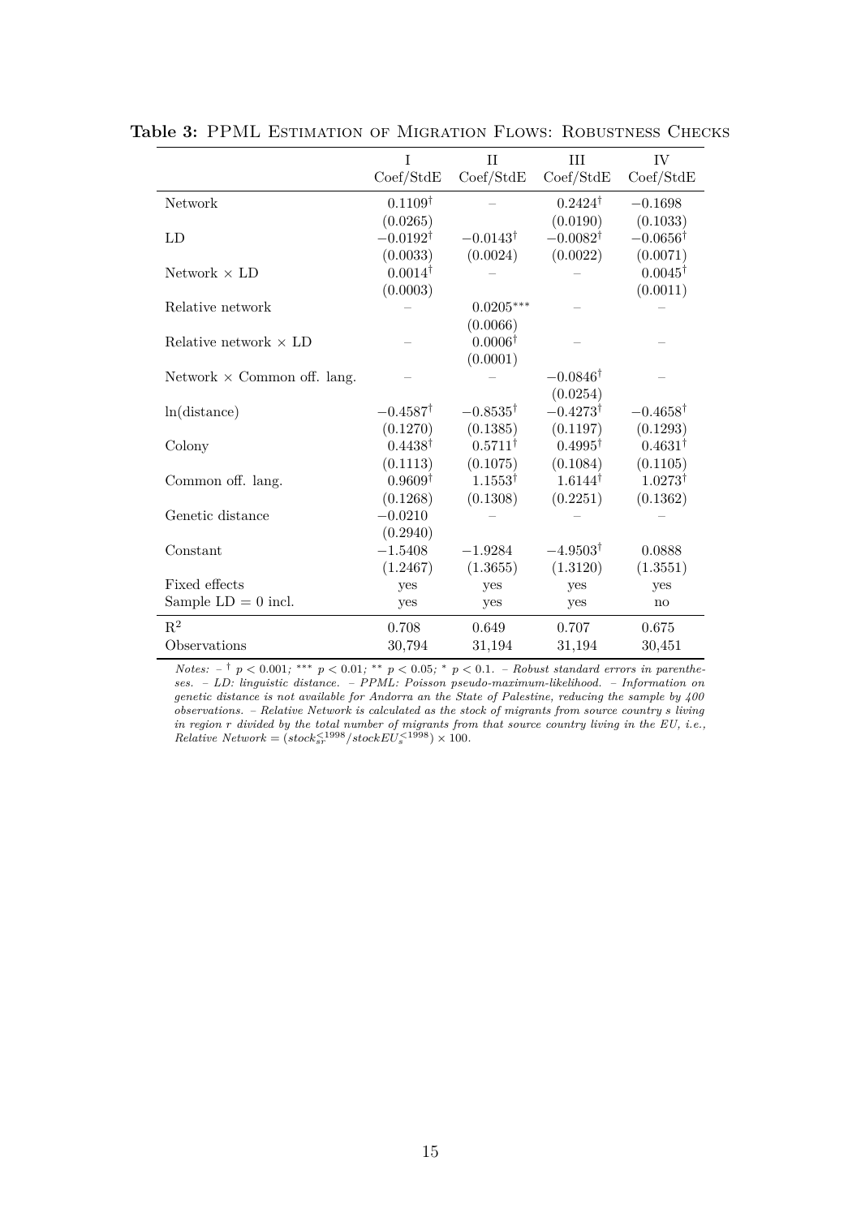**Table 3:** PPML Estimation of Migration Flows: Robustness Checks

| | I | II | III | IV |
|---|---|---|---|---|
| | Coef/StdE | Coef/StdE | Coef/StdE | Coef/StdE |
| Network | $0.1109^{\dagger}$ | – | $0.2424^{\dagger}$ | $-0.1698$ |
| | (0.0265) | | (0.0190) | (0.1033) |
| LD | $-0.0192^{\dagger}$ | $-0.0143^{\dagger}$ | $-0.0082^{\dagger}$ | $-0.0656^{\dagger}$ |
| | (0.0033) | (0.0024) | (0.0022) | (0.0071) |
| Network × LD | $0.0014^{\dagger}$ | – | – | $0.0045^{\dagger}$ |
| | (0.0003) | | | (0.0011) |
| Relative network | – | $0.0205^{***}$ | – | – |
| | | (0.0066) | | |
| Relative network × LD | – | $0.0006^{\dagger}$ | – | – |
| | | (0.0001) | | |
| Network × Common off. lang. | – | – | $-0.0846^{\dagger}$ | – |
| | | | (0.0254) | |
| ln(distance) | $-0.4587^{\dagger}$ | $-0.8535^{\dagger}$ | $-0.4273^{\dagger}$ | $-0.4658^{\dagger}$ |
| | (0.1270) | (0.1385) | (0.1197) | (0.1293) |
| Colony | $0.4438^{\dagger}$ | $0.5711^{\dagger}$ | $0.4995^{\dagger}$ | $0.4631^{\dagger}$ |
| | (0.1113) | (0.1075) | (0.1084) | (0.1105) |
| Common off. lang. | $0.9609^{\dagger}$ | $1.1553^{\dagger}$ | $1.6144^{\dagger}$ | $1.0273^{\dagger}$ |
| | (0.1268) | (0.1308) | (0.2251) | (0.1362) |
| Genetic distance | $-0.0210$ | – | – | – |
| | (0.2940) | | | |
| Constant | $-1.5408$ | $-1.9284$ | $-4.9503^{\dagger}$ | 0.0888 |
| | (1.2467) | (1.3655) | (1.3120) | (1.3551) |
| Fixed effects | yes | yes | yes | yes |
| Sample LD = 0 incl. | yes | yes | yes | no |
| $R^2$ | 0.708 | 0.649 | 0.707 | 0.675 |
| Observations | 30,794 | 31,194 | 31,194 | 30,451 |

*Notes:* – $^{\dagger}$ $p < 0.001$; $^{***}$ $p < 0.01$; $^{**}$ $p < 0.05$; $^{*}$ $p < 0.1$. – *Robust standard errors in parentheses. – LD: linguistic distance. – PPML: Poisson pseudo-maximum-likelihood. – Information on genetic distance is not available for Andorra an the State of Palestine, reducing the sample by 400 observations. – Relative Network is calculated as the stock of migrants from source country s living in region r divided by the total number of migrants from that source country living in the EU, i.e., Relative Network* = $(stock_{sr}^{\leq 1998}/stockEU_{s}^{\leq 1998}) \times 100$.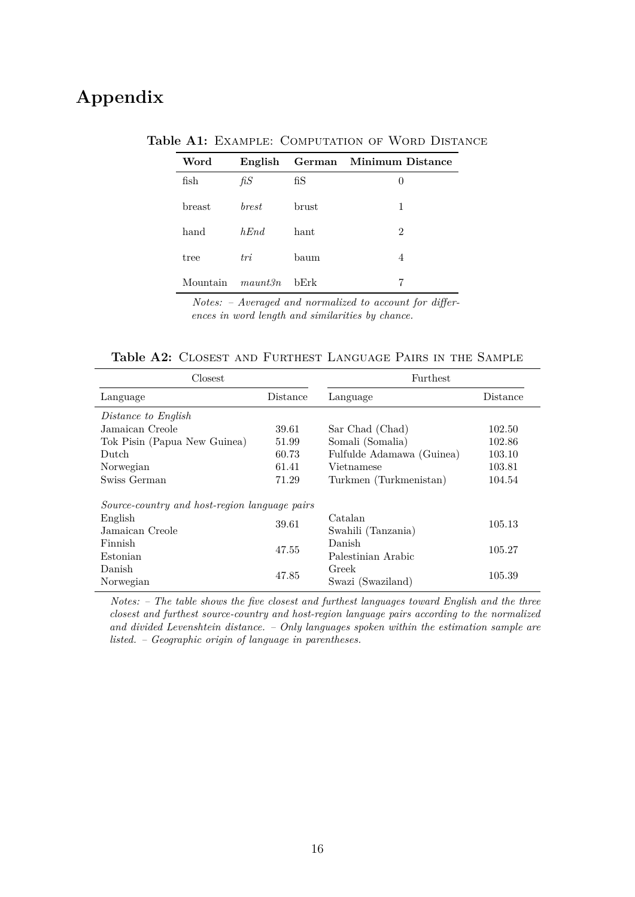# Appendix

**Table A1:** Example: Computation of Word Distance

| Word | English | German | Minimum Distance |
|---|---|---|---|
| fish | *fiS* | fiS | 0 |
| breast | *brest* | brust | 1 |
| hand | *hEnd* | hant | 2 |
| tree | *tri* | baum | 4 |
| Mountain | *maunt3n* | bErk | 7 |

*Notes: – Averaged and normalized to account for differences in word length and similarities by chance.*

**Table A2:** Closest and Furthest Language Pairs in the Sample

| Closest | | Furthest | |
|---|---|---|---|
| Language | Distance | Language | Distance |
| *Distance to English* | | | |
| Jamaican Creole | 39.61 | Sar Chad (Chad) | 102.50 |
| Tok Pisin (Papua New Guinea) | 51.99 | Somali (Somalia) | 102.86 |
| Dutch | 60.73 | Fulfulde Adamawa (Guinea) | 103.10 |
| Norwegian | 61.41 | Vietnamese | 103.81 |
| Swiss German | 71.29 | Turkmen (Turkmenistan) | 104.54 |
| *Source-country and host-region language pairs* | | | |
| English / Jamaican Creole | 39.61 | Catalan / Swahili (Tanzania) | 105.13 |
| Finnish / Estonian | 47.55 | Danish / Palestinian Arabic | 105.27 |
| Danish / Norwegian | 47.85 | Greek / Swazi (Swaziland) | 105.39 |

*Notes: – The table shows the five closest and furthest languages toward English and the three closest and furthest source-country and host-region language pairs according to the normalized and divided Levenshtein distance. – Only languages spoken within the estimation sample are listed. – Geographic origin of language in parentheses.*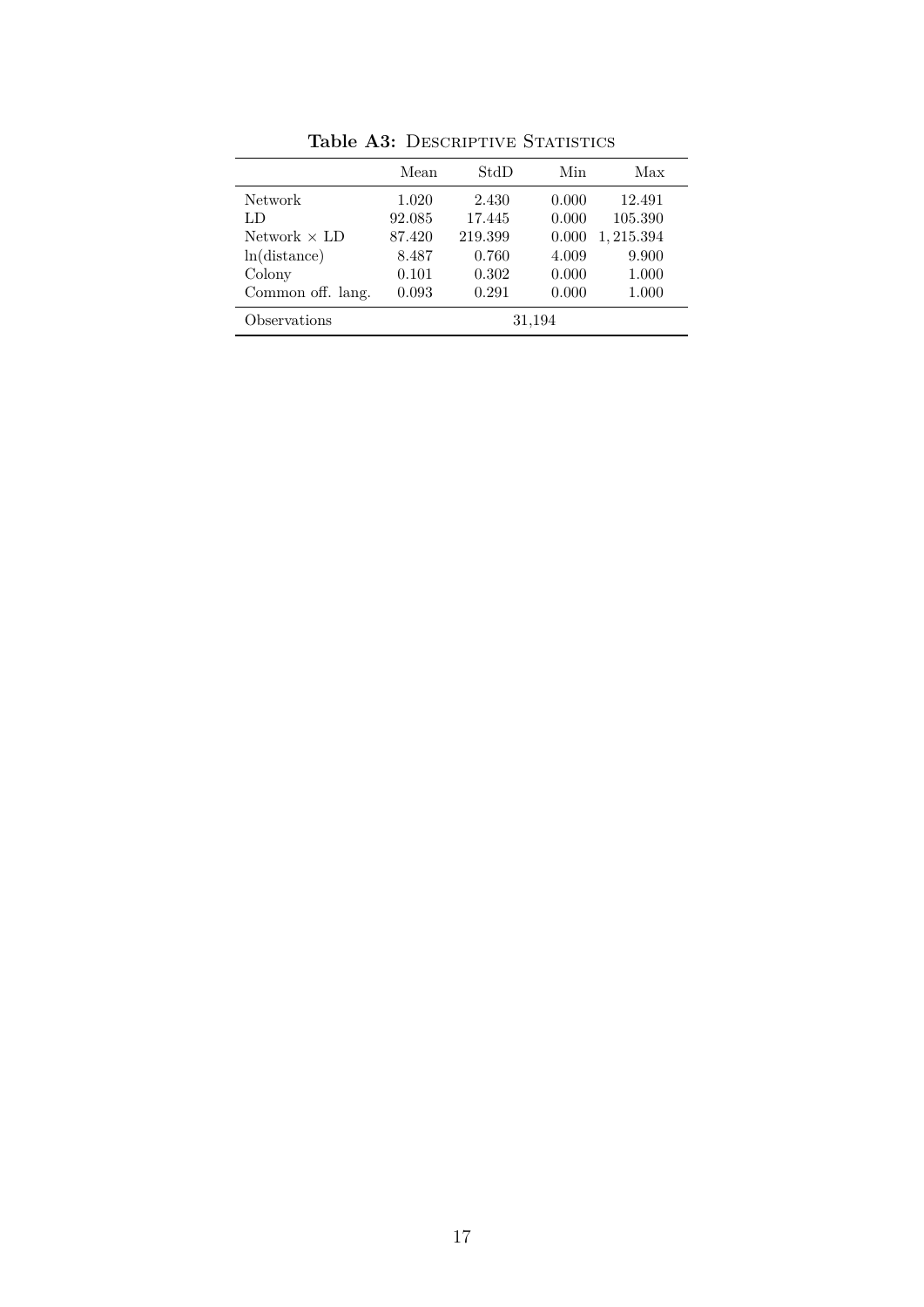**Table A3:** DESCRIPTIVE STATISTICS

| | Mean | StdD | Min | Max |
|---|---|---|---|---|
| Network | 1.020 | 2.430 | 0.000 | 12.491 |
| LD | 92.085 | 17.445 | 0.000 | 105.390 |
| Network $\times$ LD | 87.420 | 219.399 | 0.000 | 1,215.394 |
| ln(distance) | 8.487 | 0.760 | 4.009 | 9.900 |
| Colony | 0.101 | 0.302 | 0.000 | 1.000 |
| Common off. lang. | 0.093 | 0.291 | 0.000 | 1.000 |
| Observations | | 31,194 | | |